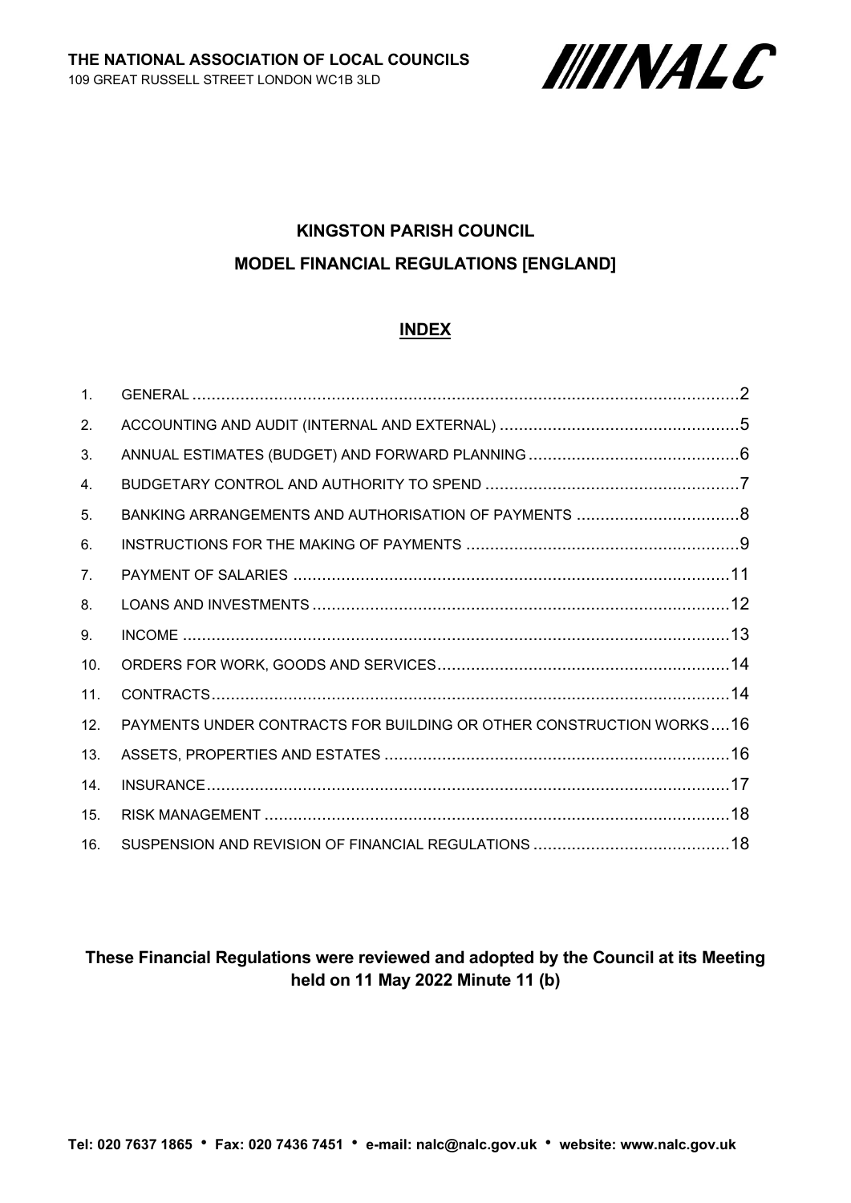**THE NATIONAL ASSOCIATION OF LOCAL COUNCILS**
109 GREAT RUSSELL STREET LONDON WC1B 3LD

NALC

# KINGSTON PARISH COUNCIL

# MODEL FINANCIAL REGULATIONS [ENGLAND]

## INDEX

| | | |
|---|---|---|
| 1. | GENERAL | 2 |
| 2. | ACCOUNTING AND AUDIT (INTERNAL AND EXTERNAL) | 5 |
| 3. | ANNUAL ESTIMATES (BUDGET) AND FORWARD PLANNING | 6 |
| 4. | BUDGETARY CONTROL AND AUTHORITY TO SPEND | 7 |
| 5. | BANKING ARRANGEMENTS AND AUTHORISATION OF PAYMENTS | 8 |
| 6. | INSTRUCTIONS FOR THE MAKING OF PAYMENTS | 9 |
| 7. | PAYMENT OF SALARIES | 11 |
| 8. | LOANS AND INVESTMENTS | 12 |
| 9. | INCOME | 13 |
| 10. | ORDERS FOR WORK, GOODS AND SERVICES | 14 |
| 11. | CONTRACTS | 14 |
| 12. | PAYMENTS UNDER CONTRACTS FOR BUILDING OR OTHER CONSTRUCTION WORKS | 16 |
| 13. | ASSETS, PROPERTIES AND ESTATES | 16 |
| 14. | INSURANCE | 17 |
| 15. | RISK MANAGEMENT | 18 |
| 16. | SUSPENSION AND REVISION OF FINANCIAL REGULATIONS | 18 |

**These Financial Regulations were reviewed and adopted by the Council at its Meeting held on 11 May 2022 Minute 11 (b)**

**Tel: 020 7637 1865 • Fax: 020 7436 7451 • e-mail: nalc@nalc.gov.uk • website: www.nalc.gov.uk**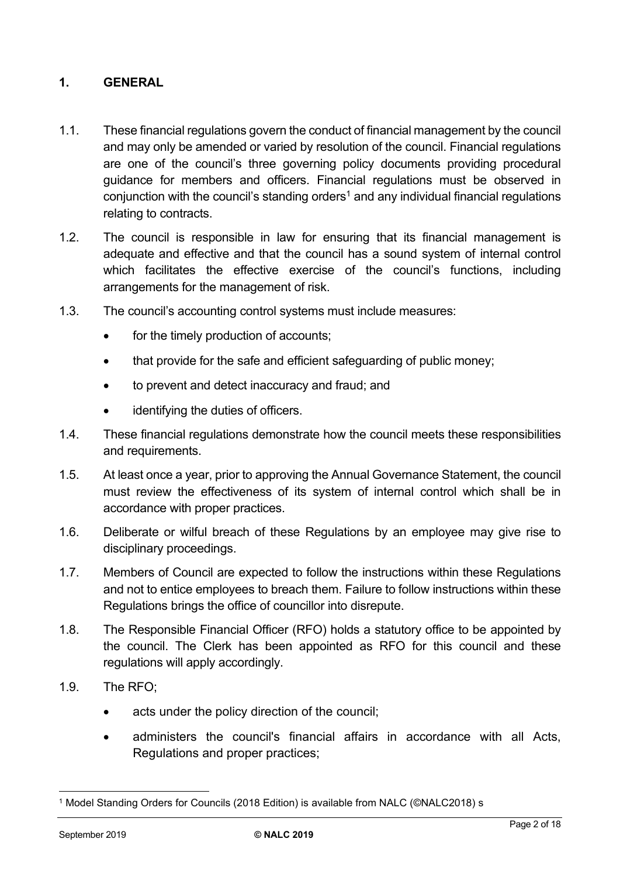## 1. GENERAL

1.1. These financial regulations govern the conduct of financial management by the council and may only be amended or varied by resolution of the council. Financial regulations are one of the council's three governing policy documents providing procedural guidance for members and officers. Financial regulations must be observed in conjunction with the council's standing orders[1] and any individual financial regulations relating to contracts.

1.2. The council is responsible in law for ensuring that its financial management is adequate and effective and that the council has a sound system of internal control which facilitates the effective exercise of the council's functions, including arrangements for the management of risk.

1.3. The council's accounting control systems must include measures:

- for the timely production of accounts;
- that provide for the safe and efficient safeguarding of public money;
- to prevent and detect inaccuracy and fraud; and
- identifying the duties of officers.

1.4. These financial regulations demonstrate how the council meets these responsibilities and requirements.

1.5. At least once a year, prior to approving the Annual Governance Statement, the council must review the effectiveness of its system of internal control which shall be in accordance with proper practices.

1.6. Deliberate or wilful breach of these Regulations by an employee may give rise to disciplinary proceedings.

1.7. Members of Council are expected to follow the instructions within these Regulations and not to entice employees to breach them. Failure to follow instructions within these Regulations brings the office of councillor into disrepute.

1.8. The Responsible Financial Officer (RFO) holds a statutory office to be appointed by the council. The Clerk has been appointed as RFO for this council and these regulations will apply accordingly.

1.9. The RFO;

- acts under the policy direction of the council;
- administers the council's financial affairs in accordance with all Acts, Regulations and proper practices;

[1] Model Standing Orders for Councils (2018 Edition) is available from NALC (©NALC2018) s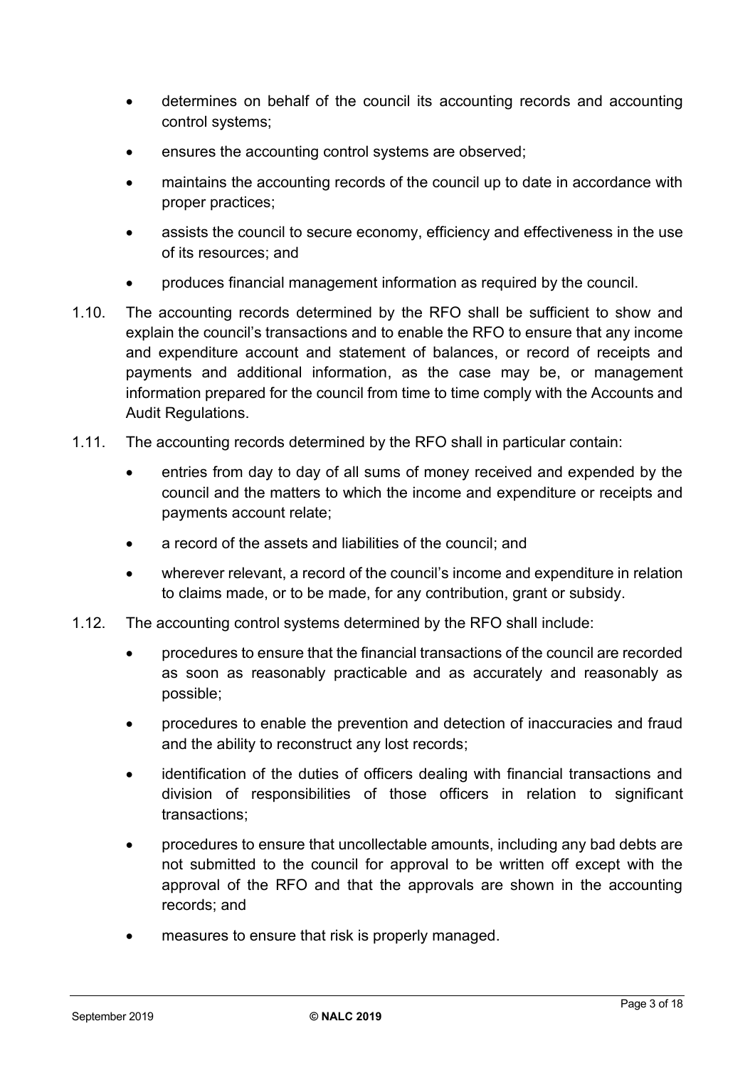- determines on behalf of the council its accounting records and accounting control systems;
- ensures the accounting control systems are observed;
- maintains the accounting records of the council up to date in accordance with proper practices;
- assists the council to secure economy, efficiency and effectiveness in the use of its resources; and
- produces financial management information as required by the council.

1.10. The accounting records determined by the RFO shall be sufficient to show and explain the council's transactions and to enable the RFO to ensure that any income and expenditure account and statement of balances, or record of receipts and payments and additional information, as the case may be, or management information prepared for the council from time to time comply with the Accounts and Audit Regulations.

1.11. The accounting records determined by the RFO shall in particular contain:

- entries from day to day of all sums of money received and expended by the council and the matters to which the income and expenditure or receipts and payments account relate;
- a record of the assets and liabilities of the council; and
- wherever relevant, a record of the council's income and expenditure in relation to claims made, or to be made, for any contribution, grant or subsidy.

1.12. The accounting control systems determined by the RFO shall include:

- procedures to ensure that the financial transactions of the council are recorded as soon as reasonably practicable and as accurately and reasonably as possible;
- procedures to enable the prevention and detection of inaccuracies and fraud and the ability to reconstruct any lost records;
- identification of the duties of officers dealing with financial transactions and division of responsibilities of those officers in relation to significant transactions;
- procedures to ensure that uncollectable amounts, including any bad debts are not submitted to the council for approval to be written off except with the approval of the RFO and that the approvals are shown in the accounting records; and
- measures to ensure that risk is properly managed.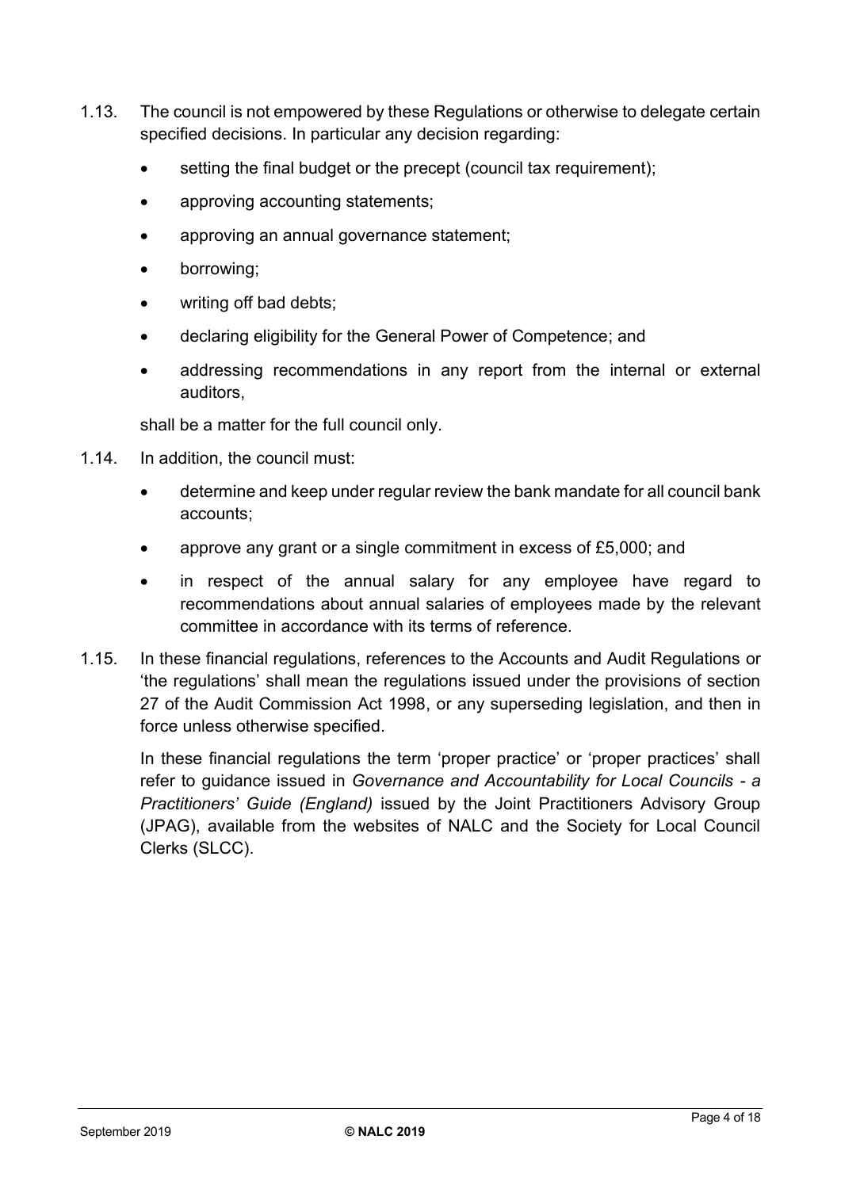1.13. The council is not empowered by these Regulations or otherwise to delegate certain specified decisions. In particular any decision regarding:

- setting the final budget or the precept (council tax requirement);
- approving accounting statements;
- approving an annual governance statement;
- borrowing;
- writing off bad debts;
- declaring eligibility for the General Power of Competence; and
- addressing recommendations in any report from the internal or external auditors,

shall be a matter for the full council only.

1.14. In addition, the council must:

- determine and keep under regular review the bank mandate for all council bank accounts;
- approve any grant or a single commitment in excess of £5,000; and
- in respect of the annual salary for any employee have regard to recommendations about annual salaries of employees made by the relevant committee in accordance with its terms of reference.

1.15. In these financial regulations, references to the Accounts and Audit Regulations or 'the regulations' shall mean the regulations issued under the provisions of section 27 of the Audit Commission Act 1998, or any superseding legislation, and then in force unless otherwise specified.

In these financial regulations the term 'proper practice' or 'proper practices' shall refer to guidance issued in *Governance and Accountability for Local Councils - a Practitioners' Guide (England)* issued by the Joint Practitioners Advisory Group (JPAG), available from the websites of NALC and the Society for Local Council Clerks (SLCC).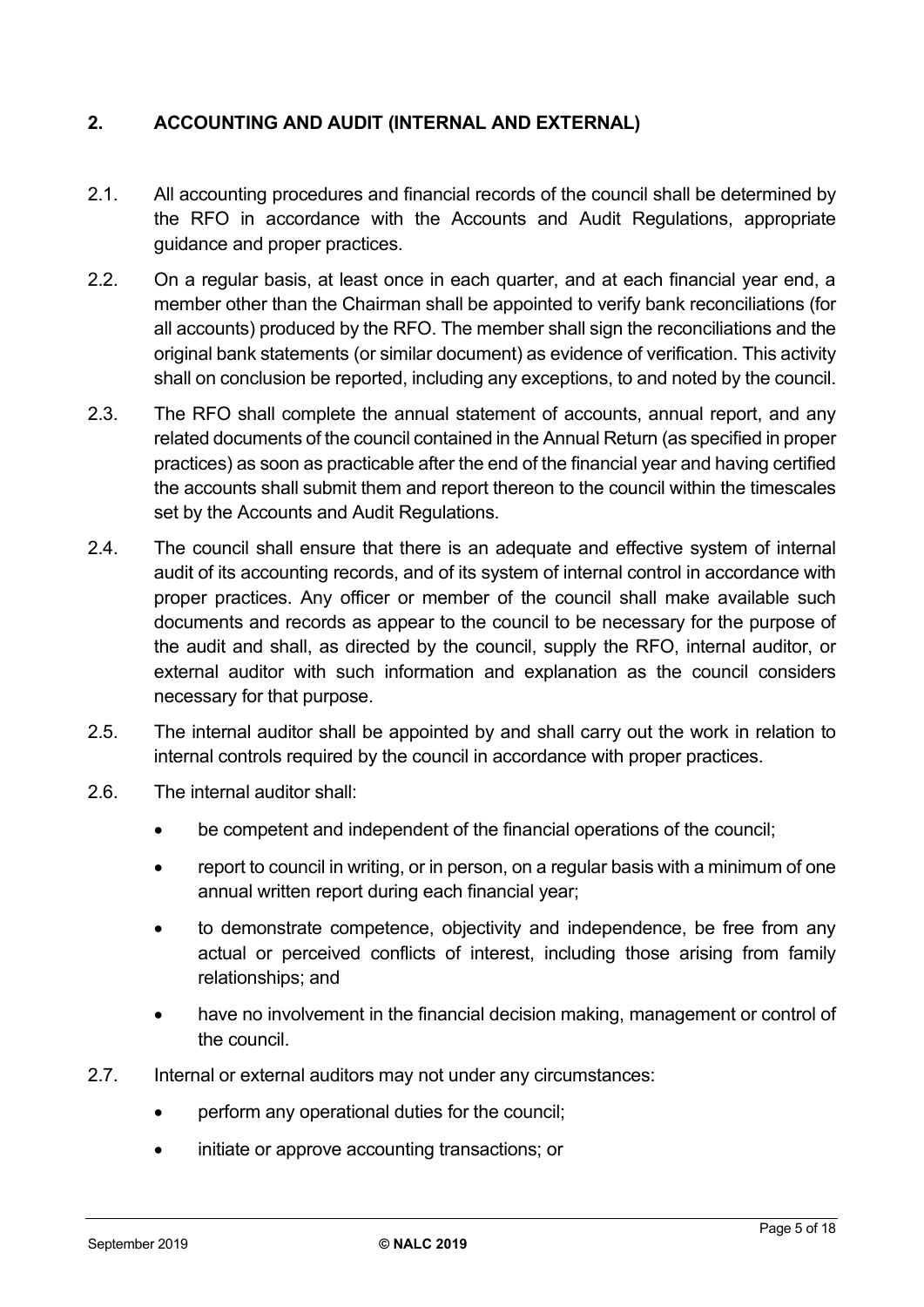## 2. ACCOUNTING AND AUDIT (INTERNAL AND EXTERNAL)

2.1. All accounting procedures and financial records of the council shall be determined by the RFO in accordance with the Accounts and Audit Regulations, appropriate guidance and proper practices.

2.2. On a regular basis, at least once in each quarter, and at each financial year end, a member other than the Chairman shall be appointed to verify bank reconciliations (for all accounts) produced by the RFO. The member shall sign the reconciliations and the original bank statements (or similar document) as evidence of verification. This activity shall on conclusion be reported, including any exceptions, to and noted by the council.

2.3. The RFO shall complete the annual statement of accounts, annual report, and any related documents of the council contained in the Annual Return (as specified in proper practices) as soon as practicable after the end of the financial year and having certified the accounts shall submit them and report thereon to the council within the timescales set by the Accounts and Audit Regulations.

2.4. The council shall ensure that there is an adequate and effective system of internal audit of its accounting records, and of its system of internal control in accordance with proper practices. Any officer or member of the council shall make available such documents and records as appear to the council to be necessary for the purpose of the audit and shall, as directed by the council, supply the RFO, internal auditor, or external auditor with such information and explanation as the council considers necessary for that purpose.

2.5. The internal auditor shall be appointed by and shall carry out the work in relation to internal controls required by the council in accordance with proper practices.

2.6. The internal auditor shall:

- be competent and independent of the financial operations of the council;
- report to council in writing, or in person, on a regular basis with a minimum of one annual written report during each financial year;
- to demonstrate competence, objectivity and independence, be free from any actual or perceived conflicts of interest, including those arising from family relationships; and
- have no involvement in the financial decision making, management or control of the council.

2.7. Internal or external auditors may not under any circumstances:

- perform any operational duties for the council;
- initiate or approve accounting transactions; or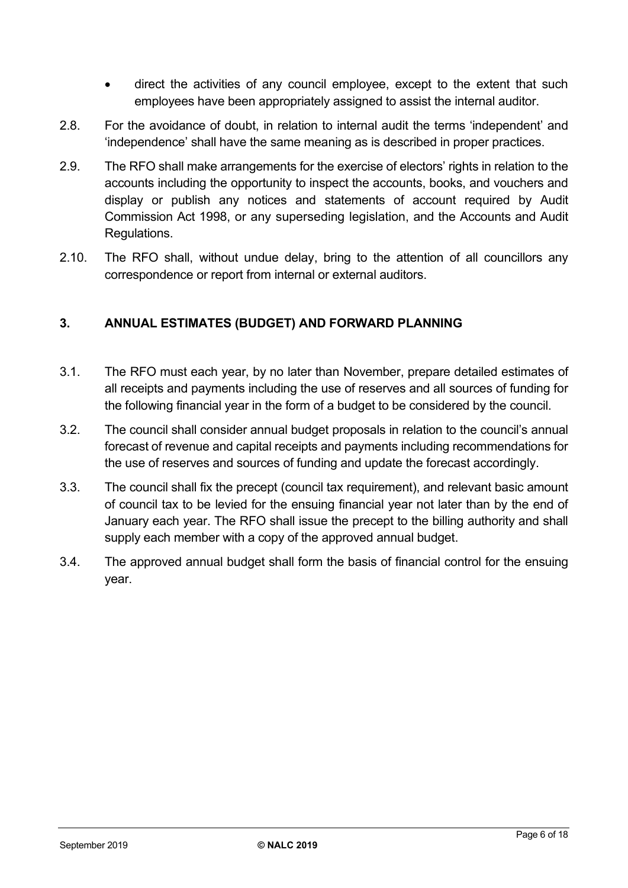- direct the activities of any council employee, except to the extent that such employees have been appropriately assigned to assist the internal auditor.

2.8. For the avoidance of doubt, in relation to internal audit the terms 'independent' and 'independence' shall have the same meaning as is described in proper practices.

2.9. The RFO shall make arrangements for the exercise of electors' rights in relation to the accounts including the opportunity to inspect the accounts, books, and vouchers and display or publish any notices and statements of account required by Audit Commission Act 1998, or any superseding legislation, and the Accounts and Audit Regulations.

2.10. The RFO shall, without undue delay, bring to the attention of all councillors any correspondence or report from internal or external auditors.

## 3. ANNUAL ESTIMATES (BUDGET) AND FORWARD PLANNING

3.1. The RFO must each year, by no later than November, prepare detailed estimates of all receipts and payments including the use of reserves and all sources of funding for the following financial year in the form of a budget to be considered by the council.

3.2. The council shall consider annual budget proposals in relation to the council's annual forecast of revenue and capital receipts and payments including recommendations for the use of reserves and sources of funding and update the forecast accordingly.

3.3. The council shall fix the precept (council tax requirement), and relevant basic amount of council tax to be levied for the ensuing financial year not later than by the end of January each year. The RFO shall issue the precept to the billing authority and shall supply each member with a copy of the approved annual budget.

3.4. The approved annual budget shall form the basis of financial control for the ensuing year.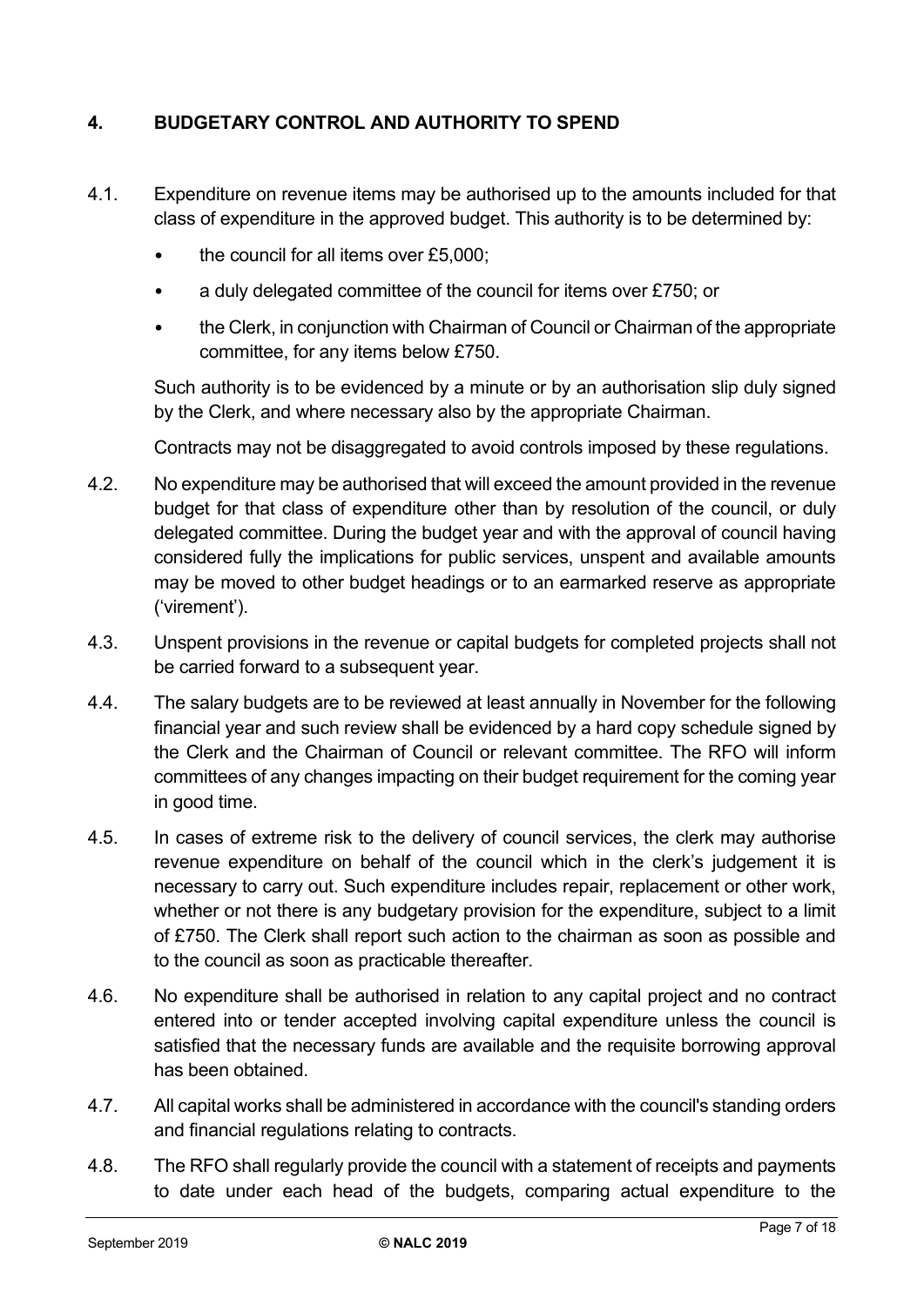## 4. BUDGETARY CONTROL AND AUTHORITY TO SPEND

4.1. Expenditure on revenue items may be authorised up to the amounts included for that class of expenditure in the approved budget. This authority is to be determined by:

- the council for all items over £5,000;
- a duly delegated committee of the council for items over £750; or
- the Clerk, in conjunction with Chairman of Council or Chairman of the appropriate committee, for any items below £750.

Such authority is to be evidenced by a minute or by an authorisation slip duly signed by the Clerk, and where necessary also by the appropriate Chairman.

Contracts may not be disaggregated to avoid controls imposed by these regulations.

4.2. No expenditure may be authorised that will exceed the amount provided in the revenue budget for that class of expenditure other than by resolution of the council, or duly delegated committee. During the budget year and with the approval of council having considered fully the implications for public services, unspent and available amounts may be moved to other budget headings or to an earmarked reserve as appropriate ('virement').

4.3. Unspent provisions in the revenue or capital budgets for completed projects shall not be carried forward to a subsequent year.

4.4. The salary budgets are to be reviewed at least annually in November for the following financial year and such review shall be evidenced by a hard copy schedule signed by the Clerk and the Chairman of Council or relevant committee. The RFO will inform committees of any changes impacting on their budget requirement for the coming year in good time.

4.5. In cases of extreme risk to the delivery of council services, the clerk may authorise revenue expenditure on behalf of the council which in the clerk's judgement it is necessary to carry out. Such expenditure includes repair, replacement or other work, whether or not there is any budgetary provision for the expenditure, subject to a limit of £750. The Clerk shall report such action to the chairman as soon as possible and to the council as soon as practicable thereafter.

4.6. No expenditure shall be authorised in relation to any capital project and no contract entered into or tender accepted involving capital expenditure unless the council is satisfied that the necessary funds are available and the requisite borrowing approval has been obtained.

4.7. All capital works shall be administered in accordance with the council's standing orders and financial regulations relating to contracts.

4.8. The RFO shall regularly provide the council with a statement of receipts and payments to date under each head of the budgets, comparing actual expenditure to the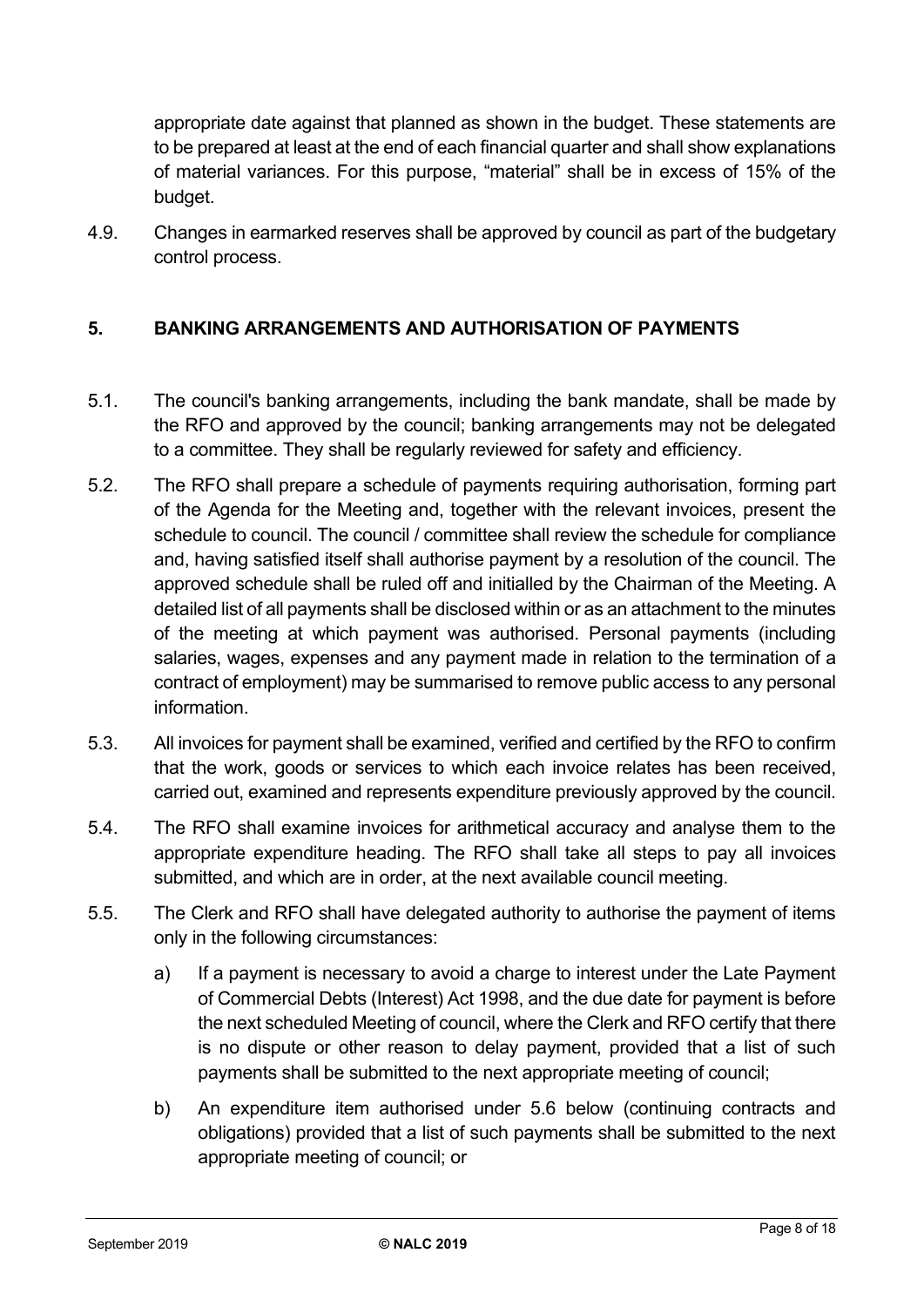appropriate date against that planned as shown in the budget. These statements are to be prepared at least at the end of each financial quarter and shall show explanations of material variances. For this purpose, "material" shall be in excess of 15% of the budget.

4.9. Changes in earmarked reserves shall be approved by council as part of the budgetary control process.

## 5. BANKING ARRANGEMENTS AND AUTHORISATION OF PAYMENTS

5.1. The council's banking arrangements, including the bank mandate, shall be made by the RFO and approved by the council; banking arrangements may not be delegated to a committee. They shall be regularly reviewed for safety and efficiency.

5.2. The RFO shall prepare a schedule of payments requiring authorisation, forming part of the Agenda for the Meeting and, together with the relevant invoices, present the schedule to council. The council / committee shall review the schedule for compliance and, having satisfied itself shall authorise payment by a resolution of the council. The approved schedule shall be ruled off and initialled by the Chairman of the Meeting. A detailed list of all payments shall be disclosed within or as an attachment to the minutes of the meeting at which payment was authorised. Personal payments (including salaries, wages, expenses and any payment made in relation to the termination of a contract of employment) may be summarised to remove public access to any personal information.

5.3. All invoices for payment shall be examined, verified and certified by the RFO to confirm that the work, goods or services to which each invoice relates has been received, carried out, examined and represents expenditure previously approved by the council.

5.4. The RFO shall examine invoices for arithmetical accuracy and analyse them to the appropriate expenditure heading. The RFO shall take all steps to pay all invoices submitted, and which are in order, at the next available council meeting.

5.5. The Clerk and RFO shall have delegated authority to authorise the payment of items only in the following circumstances:

a) If a payment is necessary to avoid a charge to interest under the Late Payment of Commercial Debts (Interest) Act 1998, and the due date for payment is before the next scheduled Meeting of council, where the Clerk and RFO certify that there is no dispute or other reason to delay payment, provided that a list of such payments shall be submitted to the next appropriate meeting of council;

b) An expenditure item authorised under 5.6 below (continuing contracts and obligations) provided that a list of such payments shall be submitted to the next appropriate meeting of council; or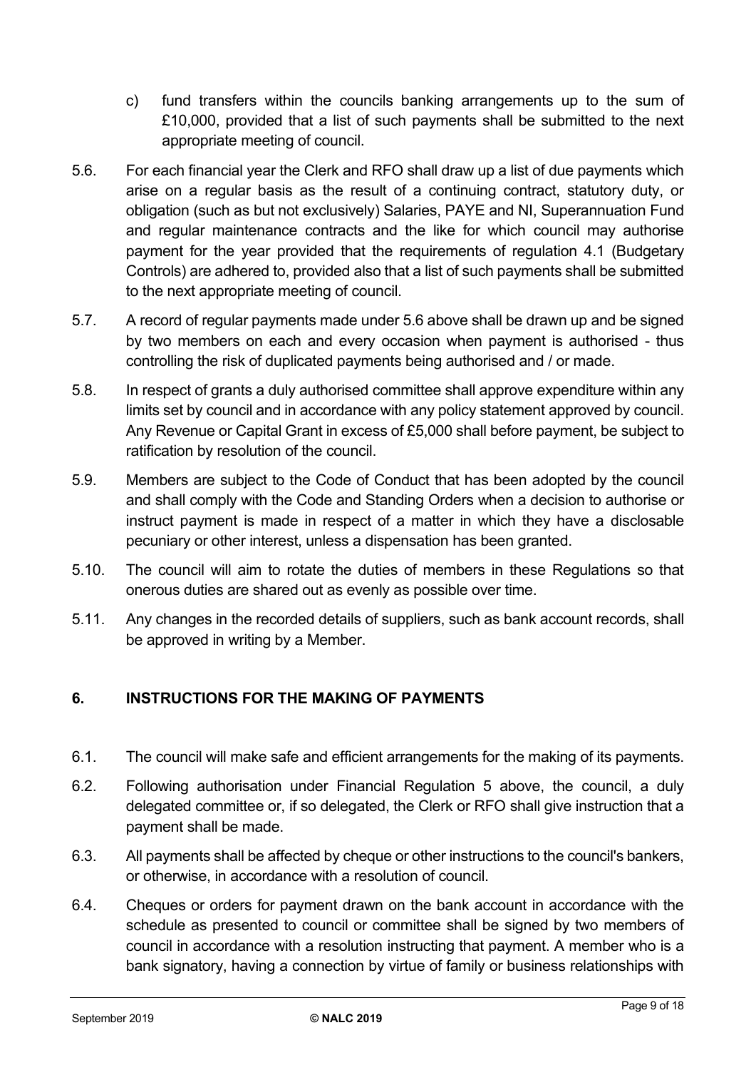c) fund transfers within the councils banking arrangements up to the sum of £10,000, provided that a list of such payments shall be submitted to the next appropriate meeting of council.

5.6. For each financial year the Clerk and RFO shall draw up a list of due payments which arise on a regular basis as the result of a continuing contract, statutory duty, or obligation (such as but not exclusively) Salaries, PAYE and NI, Superannuation Fund and regular maintenance contracts and the like for which council may authorise payment for the year provided that the requirements of regulation 4.1 (Budgetary Controls) are adhered to, provided also that a list of such payments shall be submitted to the next appropriate meeting of council.

5.7. A record of regular payments made under 5.6 above shall be drawn up and be signed by two members on each and every occasion when payment is authorised - thus controlling the risk of duplicated payments being authorised and / or made.

5.8. In respect of grants a duly authorised committee shall approve expenditure within any limits set by council and in accordance with any policy statement approved by council. Any Revenue or Capital Grant in excess of £5,000 shall before payment, be subject to ratification by resolution of the council.

5.9. Members are subject to the Code of Conduct that has been adopted by the council and shall comply with the Code and Standing Orders when a decision to authorise or instruct payment is made in respect of a matter in which they have a disclosable pecuniary or other interest, unless a dispensation has been granted.

5.10. The council will aim to rotate the duties of members in these Regulations so that onerous duties are shared out as evenly as possible over time.

5.11. Any changes in the recorded details of suppliers, such as bank account records, shall be approved in writing by a Member.

## 6. INSTRUCTIONS FOR THE MAKING OF PAYMENTS

6.1. The council will make safe and efficient arrangements for the making of its payments.

6.2. Following authorisation under Financial Regulation 5 above, the council, a duly delegated committee or, if so delegated, the Clerk or RFO shall give instruction that a payment shall be made.

6.3. All payments shall be affected by cheque or other instructions to the council's bankers, or otherwise, in accordance with a resolution of council.

6.4. Cheques or orders for payment drawn on the bank account in accordance with the schedule as presented to council or committee shall be signed by two members of council in accordance with a resolution instructing that payment. A member who is a bank signatory, having a connection by virtue of family or business relationships with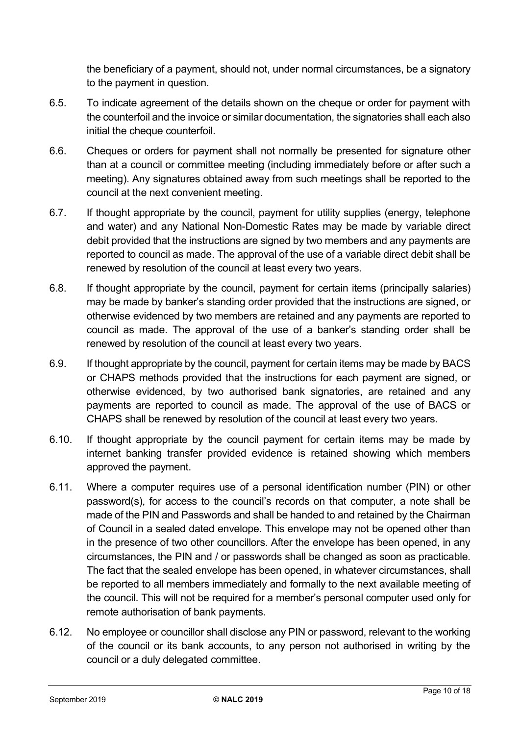the beneficiary of a payment, should not, under normal circumstances, be a signatory to the payment in question.

6.5. To indicate agreement of the details shown on the cheque or order for payment with the counterfoil and the invoice or similar documentation, the signatories shall each also initial the cheque counterfoil.

6.6. Cheques or orders for payment shall not normally be presented for signature other than at a council or committee meeting (including immediately before or after such a meeting). Any signatures obtained away from such meetings shall be reported to the council at the next convenient meeting.

6.7. If thought appropriate by the council, payment for utility supplies (energy, telephone and water) and any National Non-Domestic Rates may be made by variable direct debit provided that the instructions are signed by two members and any payments are reported to council as made. The approval of the use of a variable direct debit shall be renewed by resolution of the council at least every two years.

6.8. If thought appropriate by the council, payment for certain items (principally salaries) may be made by banker's standing order provided that the instructions are signed, or otherwise evidenced by two members are retained and any payments are reported to council as made. The approval of the use of a banker's standing order shall be renewed by resolution of the council at least every two years.

6.9. If thought appropriate by the council, payment for certain items may be made by BACS or CHAPS methods provided that the instructions for each payment are signed, or otherwise evidenced, by two authorised bank signatories, are retained and any payments are reported to council as made. The approval of the use of BACS or CHAPS shall be renewed by resolution of the council at least every two years.

6.10. If thought appropriate by the council payment for certain items may be made by internet banking transfer provided evidence is retained showing which members approved the payment.

6.11. Where a computer requires use of a personal identification number (PIN) or other password(s), for access to the council's records on that computer, a note shall be made of the PIN and Passwords and shall be handed to and retained by the Chairman of Council in a sealed dated envelope. This envelope may not be opened other than in the presence of two other councillors. After the envelope has been opened, in any circumstances, the PIN and / or passwords shall be changed as soon as practicable. The fact that the sealed envelope has been opened, in whatever circumstances, shall be reported to all members immediately and formally to the next available meeting of the council. This will not be required for a member's personal computer used only for remote authorisation of bank payments.

6.12. No employee or councillor shall disclose any PIN or password, relevant to the working of the council or its bank accounts, to any person not authorised in writing by the council or a duly delegated committee.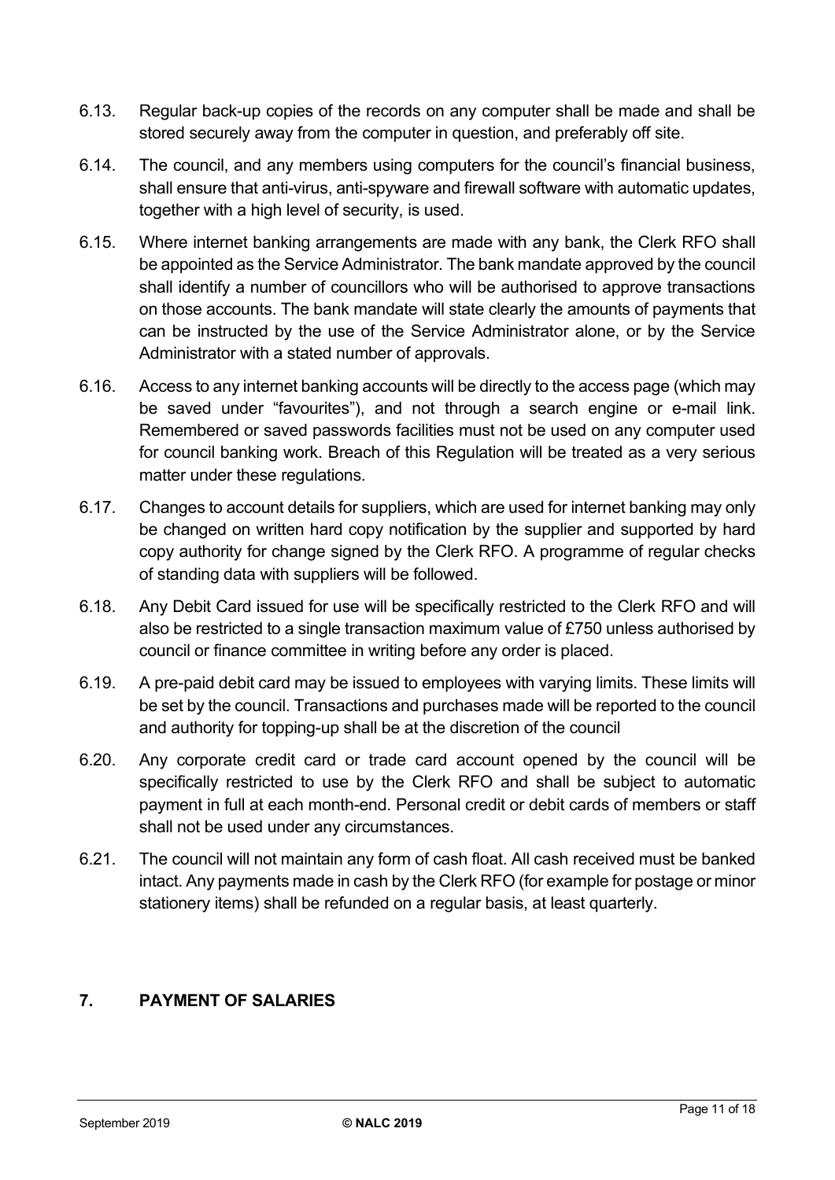6.13. Regular back-up copies of the records on any computer shall be made and shall be stored securely away from the computer in question, and preferably off site.

6.14. The council, and any members using computers for the council's financial business, shall ensure that anti-virus, anti-spyware and firewall software with automatic updates, together with a high level of security, is used.

6.15. Where internet banking arrangements are made with any bank, the Clerk RFO shall be appointed as the Service Administrator. The bank mandate approved by the council shall identify a number of councillors who will be authorised to approve transactions on those accounts. The bank mandate will state clearly the amounts of payments that can be instructed by the use of the Service Administrator alone, or by the Service Administrator with a stated number of approvals.

6.16. Access to any internet banking accounts will be directly to the access page (which may be saved under "favourites"), and not through a search engine or e-mail link. Remembered or saved passwords facilities must not be used on any computer used for council banking work. Breach of this Regulation will be treated as a very serious matter under these regulations.

6.17. Changes to account details for suppliers, which are used for internet banking may only be changed on written hard copy notification by the supplier and supported by hard copy authority for change signed by the Clerk RFO. A programme of regular checks of standing data with suppliers will be followed.

6.18. Any Debit Card issued for use will be specifically restricted to the Clerk RFO and will also be restricted to a single transaction maximum value of £750 unless authorised by council or finance committee in writing before any order is placed.

6.19. A pre-paid debit card may be issued to employees with varying limits. These limits will be set by the council. Transactions and purchases made will be reported to the council and authority for topping-up shall be at the discretion of the council

6.20. Any corporate credit card or trade card account opened by the council will be specifically restricted to use by the Clerk RFO and shall be subject to automatic payment in full at each month-end. Personal credit or debit cards of members or staff shall not be used under any circumstances.

6.21. The council will not maintain any form of cash float. All cash received must be banked intact. Any payments made in cash by the Clerk RFO (for example for postage or minor stationery items) shall be refunded on a regular basis, at least quarterly.

## 7. PAYMENT OF SALARIES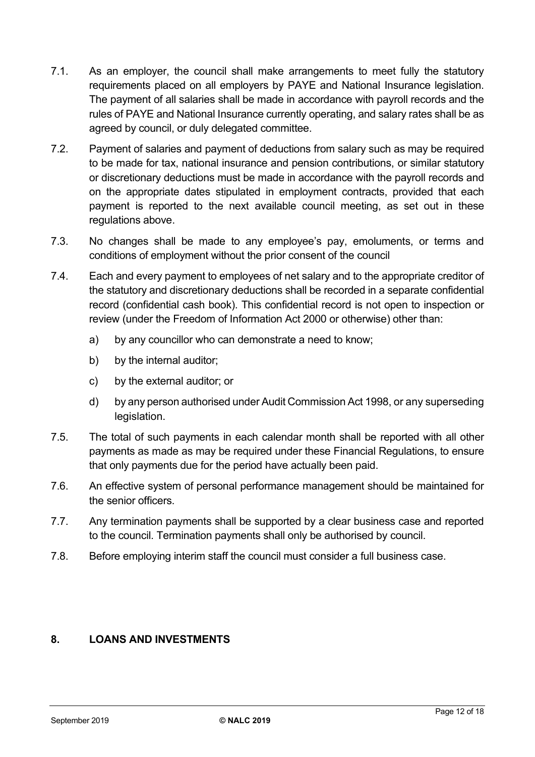7.1. As an employer, the council shall make arrangements to meet fully the statutory requirements placed on all employers by PAYE and National Insurance legislation. The payment of all salaries shall be made in accordance with payroll records and the rules of PAYE and National Insurance currently operating, and salary rates shall be as agreed by council, or duly delegated committee.

7.2. Payment of salaries and payment of deductions from salary such as may be required to be made for tax, national insurance and pension contributions, or similar statutory or discretionary deductions must be made in accordance with the payroll records and on the appropriate dates stipulated in employment contracts, provided that each payment is reported to the next available council meeting, as set out in these regulations above.

7.3. No changes shall be made to any employee's pay, emoluments, or terms and conditions of employment without the prior consent of the council

7.4. Each and every payment to employees of net salary and to the appropriate creditor of the statutory and discretionary deductions shall be recorded in a separate confidential record (confidential cash book). This confidential record is not open to inspection or review (under the Freedom of Information Act 2000 or otherwise) other than:

a) by any councillor who can demonstrate a need to know;

b) by the internal auditor;

c) by the external auditor; or

d) by any person authorised under Audit Commission Act 1998, or any superseding legislation.

7.5. The total of such payments in each calendar month shall be reported with all other payments as made as may be required under these Financial Regulations, to ensure that only payments due for the period have actually been paid.

7.6. An effective system of personal performance management should be maintained for the senior officers.

7.7. Any termination payments shall be supported by a clear business case and reported to the council. Termination payments shall only be authorised by council.

7.8. Before employing interim staff the council must consider a full business case.

## 8. LOANS AND INVESTMENTS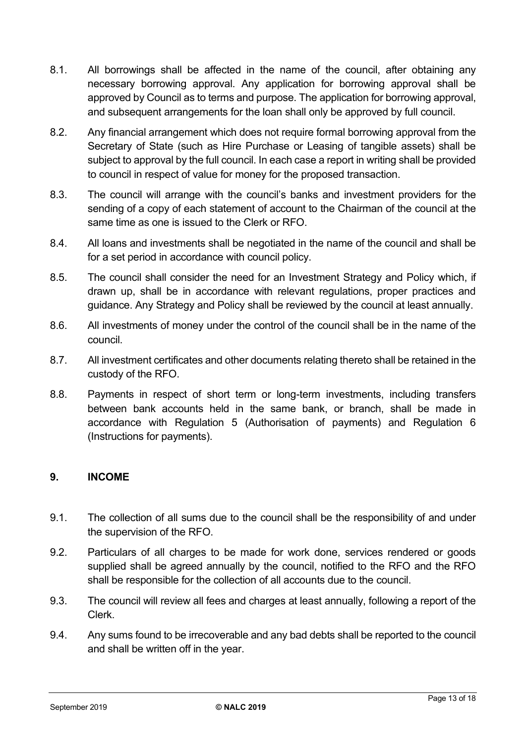8.1. All borrowings shall be affected in the name of the council, after obtaining any necessary borrowing approval. Any application for borrowing approval shall be approved by Council as to terms and purpose. The application for borrowing approval, and subsequent arrangements for the loan shall only be approved by full council.

8.2. Any financial arrangement which does not require formal borrowing approval from the Secretary of State (such as Hire Purchase or Leasing of tangible assets) shall be subject to approval by the full council. In each case a report in writing shall be provided to council in respect of value for money for the proposed transaction.

8.3. The council will arrange with the council's banks and investment providers for the sending of a copy of each statement of account to the Chairman of the council at the same time as one is issued to the Clerk or RFO.

8.4. All loans and investments shall be negotiated in the name of the council and shall be for a set period in accordance with council policy.

8.5. The council shall consider the need for an Investment Strategy and Policy which, if drawn up, shall be in accordance with relevant regulations, proper practices and guidance. Any Strategy and Policy shall be reviewed by the council at least annually.

8.6. All investments of money under the control of the council shall be in the name of the council.

8.7. All investment certificates and other documents relating thereto shall be retained in the custody of the RFO.

8.8. Payments in respect of short term or long-term investments, including transfers between bank accounts held in the same bank, or branch, shall be made in accordance with Regulation 5 (Authorisation of payments) and Regulation 6 (Instructions for payments).

## 9. INCOME

9.1. The collection of all sums due to the council shall be the responsibility of and under the supervision of the RFO.

9.2. Particulars of all charges to be made for work done, services rendered or goods supplied shall be agreed annually by the council, notified to the RFO and the RFO shall be responsible for the collection of all accounts due to the council.

9.3. The council will review all fees and charges at least annually, following a report of the Clerk.

9.4. Any sums found to be irrecoverable and any bad debts shall be reported to the council and shall be written off in the year.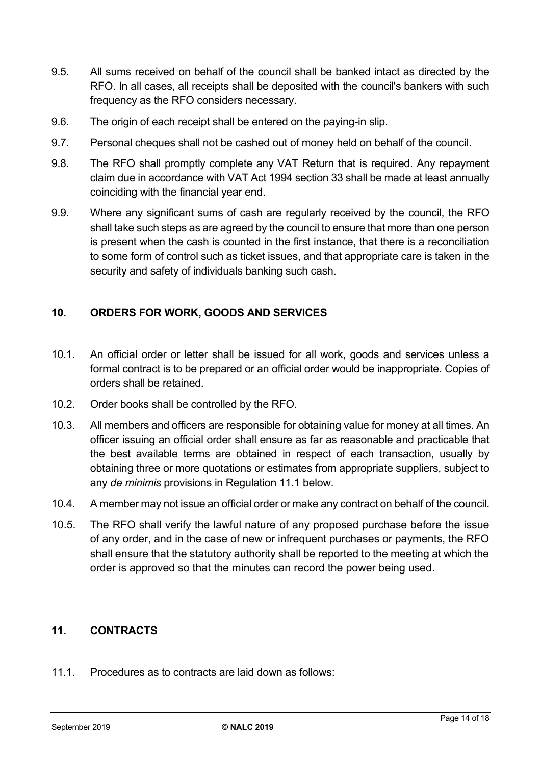9.5. All sums received on behalf of the council shall be banked intact as directed by the RFO. In all cases, all receipts shall be deposited with the council's bankers with such frequency as the RFO considers necessary.

9.6. The origin of each receipt shall be entered on the paying-in slip.

9.7. Personal cheques shall not be cashed out of money held on behalf of the council.

9.8. The RFO shall promptly complete any VAT Return that is required. Any repayment claim due in accordance with VAT Act 1994 section 33 shall be made at least annually coinciding with the financial year end.

9.9. Where any significant sums of cash are regularly received by the council, the RFO shall take such steps as are agreed by the council to ensure that more than one person is present when the cash is counted in the first instance, that there is a reconciliation to some form of control such as ticket issues, and that appropriate care is taken in the security and safety of individuals banking such cash.

## 10. ORDERS FOR WORK, GOODS AND SERVICES

10.1. An official order or letter shall be issued for all work, goods and services unless a formal contract is to be prepared or an official order would be inappropriate. Copies of orders shall be retained.

10.2. Order books shall be controlled by the RFO.

10.3. All members and officers are responsible for obtaining value for money at all times. An officer issuing an official order shall ensure as far as reasonable and practicable that the best available terms are obtained in respect of each transaction, usually by obtaining three or more quotations or estimates from appropriate suppliers, subject to any *de minimis* provisions in Regulation 11.1 below.

10.4. A member may not issue an official order or make any contract on behalf of the council.

10.5. The RFO shall verify the lawful nature of any proposed purchase before the issue of any order, and in the case of new or infrequent purchases or payments, the RFO shall ensure that the statutory authority shall be reported to the meeting at which the order is approved so that the minutes can record the power being used.

## 11. CONTRACTS

11.1. Procedures as to contracts are laid down as follows: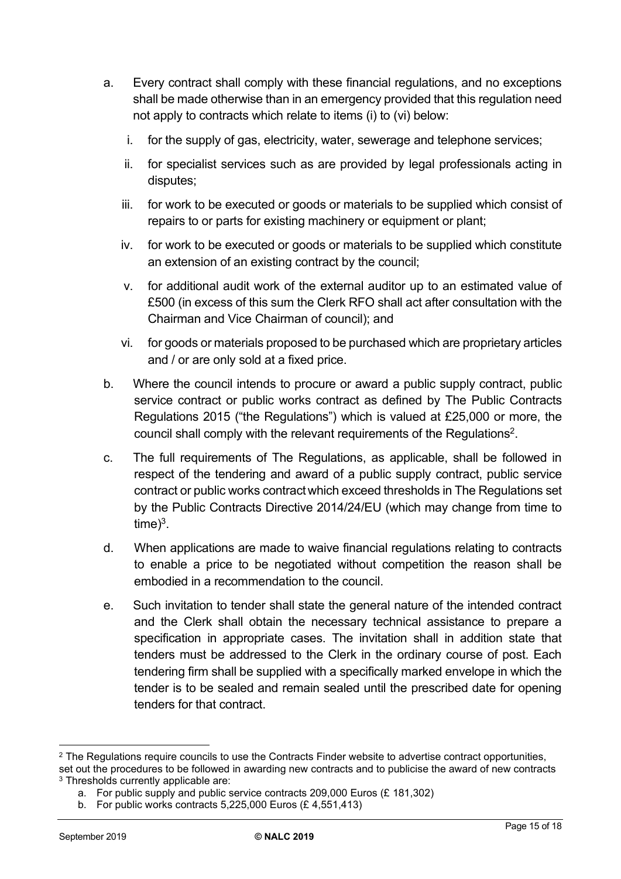a. Every contract shall comply with these financial regulations, and no exceptions shall be made otherwise than in an emergency provided that this regulation need not apply to contracts which relate to items (i) to (vi) below:

    i. for the supply of gas, electricity, water, sewerage and telephone services;

    ii. for specialist services such as are provided by legal professionals acting in disputes;

    iii. for work to be executed or goods or materials to be supplied which consist of repairs to or parts for existing machinery or equipment or plant;

    iv. for work to be executed or goods or materials to be supplied which constitute an extension of an existing contract by the council;

    v. for additional audit work of the external auditor up to an estimated value of £500 (in excess of this sum the Clerk RFO shall act after consultation with the Chairman and Vice Chairman of council); and

    vi. for goods or materials proposed to be purchased which are proprietary articles and / or are only sold at a fixed price.

b. Where the council intends to procure or award a public supply contract, public service contract or public works contract as defined by The Public Contracts Regulations 2015 ("the Regulations") which is valued at £25,000 or more, the council shall comply with the relevant requirements of the Regulations[2].

c. The full requirements of The Regulations, as applicable, shall be followed in respect of the tendering and award of a public supply contract, public service contract or public works contract which exceed thresholds in The Regulations set by the Public Contracts Directive 2014/24/EU (which may change from time to time)[3].

d. When applications are made to waive financial regulations relating to contracts to enable a price to be negotiated without competition the reason shall be embodied in a recommendation to the council.

e. Such invitation to tender shall state the general nature of the intended contract and the Clerk shall obtain the necessary technical assistance to prepare a specification in appropriate cases. The invitation shall in addition state that tenders must be addressed to the Clerk in the ordinary course of post. Each tendering firm shall be supplied with a specifically marked envelope in which the tender is to be sealed and remain sealed until the prescribed date for opening tenders for that contract.

---

[2] The Regulations require councils to use the Contracts Finder website to advertise contract opportunities, set out the procedures to be followed in awarding new contracts and to publicise the award of new contracts

[3] Thresholds currently applicable are:

a. For public supply and public service contracts 209,000 Euros (£ 181,302)

b. For public works contracts 5,225,000 Euros (£ 4,551,413)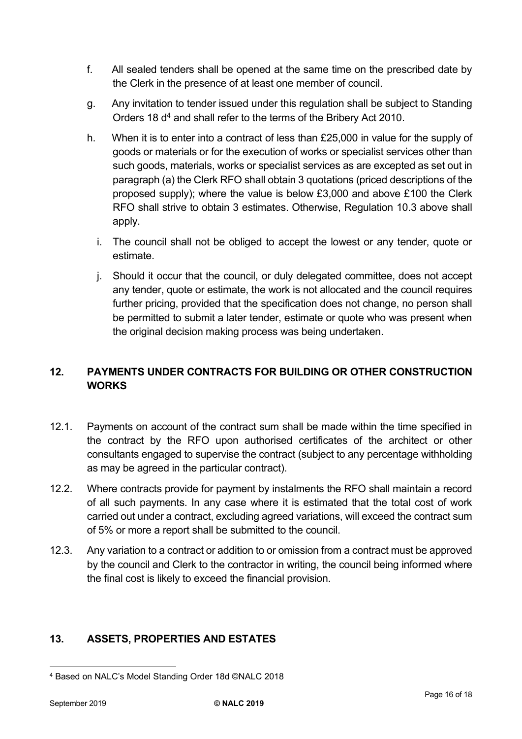f. All sealed tenders shall be opened at the same time on the prescribed date by the Clerk in the presence of at least one member of council.

g. Any invitation to tender issued under this regulation shall be subject to Standing Orders 18 d[4] and shall refer to the terms of the Bribery Act 2010.

h. When it is to enter into a contract of less than £25,000 in value for the supply of goods or materials or for the execution of works or specialist services other than such goods, materials, works or specialist services as are excepted as set out in paragraph (a) the Clerk RFO shall obtain 3 quotations (priced descriptions of the proposed supply); where the value is below £3,000 and above £100 the Clerk RFO shall strive to obtain 3 estimates. Otherwise, Regulation 10.3 above shall apply.

i. The council shall not be obliged to accept the lowest or any tender, quote or estimate.

j. Should it occur that the council, or duly delegated committee, does not accept any tender, quote or estimate, the work is not allocated and the council requires further pricing, provided that the specification does not change, no person shall be permitted to submit a later tender, estimate or quote who was present when the original decision making process was being undertaken.

## 12. PAYMENTS UNDER CONTRACTS FOR BUILDING OR OTHER CONSTRUCTION WORKS

12.1. Payments on account of the contract sum shall be made within the time specified in the contract by the RFO upon authorised certificates of the architect or other consultants engaged to supervise the contract (subject to any percentage withholding as may be agreed in the particular contract).

12.2. Where contracts provide for payment by instalments the RFO shall maintain a record of all such payments. In any case where it is estimated that the total cost of work carried out under a contract, excluding agreed variations, will exceed the contract sum of 5% or more a report shall be submitted to the council.

12.3. Any variation to a contract or addition to or omission from a contract must be approved by the council and Clerk to the contractor in writing, the council being informed where the final cost is likely to exceed the financial provision.

## 13. ASSETS, PROPERTIES AND ESTATES

[4] Based on NALC's Model Standing Order 18d ©NALC 2018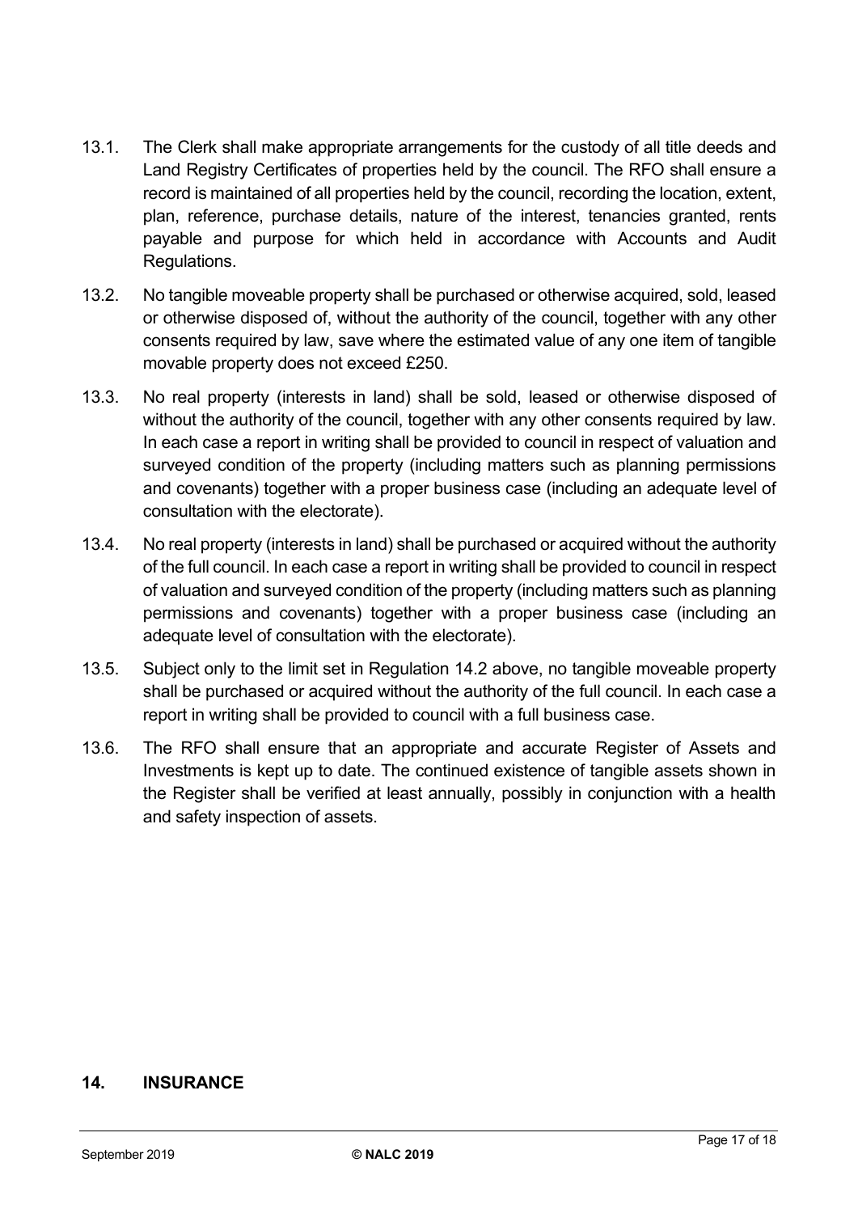13.1. The Clerk shall make appropriate arrangements for the custody of all title deeds and Land Registry Certificates of properties held by the council. The RFO shall ensure a record is maintained of all properties held by the council, recording the location, extent, plan, reference, purchase details, nature of the interest, tenancies granted, rents payable and purpose for which held in accordance with Accounts and Audit Regulations.

13.2. No tangible moveable property shall be purchased or otherwise acquired, sold, leased or otherwise disposed of, without the authority of the council, together with any other consents required by law, save where the estimated value of any one item of tangible movable property does not exceed £250.

13.3. No real property (interests in land) shall be sold, leased or otherwise disposed of without the authority of the council, together with any other consents required by law. In each case a report in writing shall be provided to council in respect of valuation and surveyed condition of the property (including matters such as planning permissions and covenants) together with a proper business case (including an adequate level of consultation with the electorate).

13.4. No real property (interests in land) shall be purchased or acquired without the authority of the full council. In each case a report in writing shall be provided to council in respect of valuation and surveyed condition of the property (including matters such as planning permissions and covenants) together with a proper business case (including an adequate level of consultation with the electorate).

13.5. Subject only to the limit set in Regulation 14.2 above, no tangible moveable property shall be purchased or acquired without the authority of the full council. In each case a report in writing shall be provided to council with a full business case.

13.6. The RFO shall ensure that an appropriate and accurate Register of Assets and Investments is kept up to date. The continued existence of tangible assets shown in the Register shall be verified at least annually, possibly in conjunction with a health and safety inspection of assets.

## 14. INSURANCE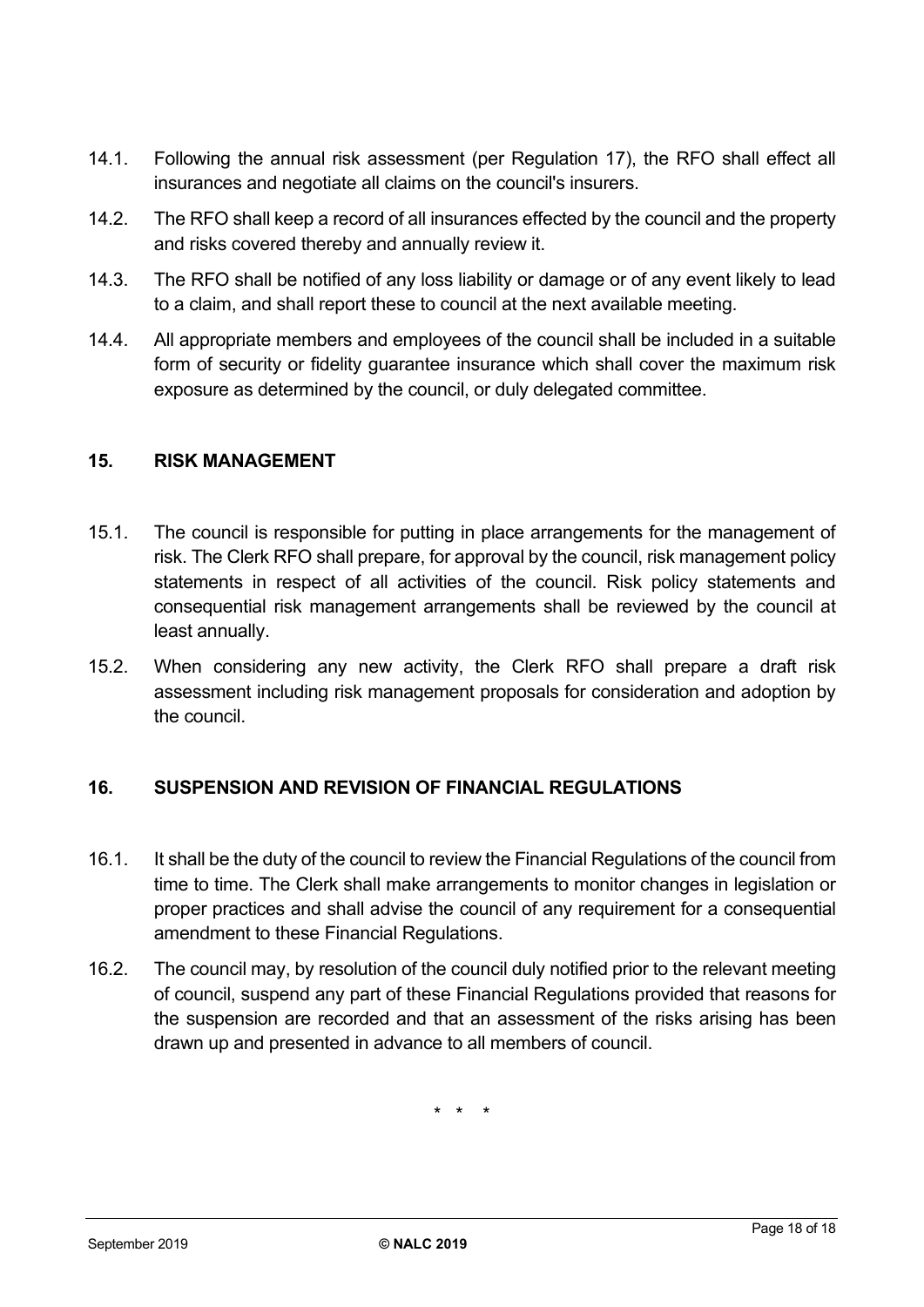14.1. Following the annual risk assessment (per Regulation 17), the RFO shall effect all insurances and negotiate all claims on the council's insurers.

14.2. The RFO shall keep a record of all insurances effected by the council and the property and risks covered thereby and annually review it.

14.3. The RFO shall be notified of any loss liability or damage or of any event likely to lead to a claim, and shall report these to council at the next available meeting.

14.4. All appropriate members and employees of the council shall be included in a suitable form of security or fidelity guarantee insurance which shall cover the maximum risk exposure as determined by the council, or duly delegated committee.

## 15. RISK MANAGEMENT

15.1. The council is responsible for putting in place arrangements for the management of risk. The Clerk RFO shall prepare, for approval by the council, risk management policy statements in respect of all activities of the council. Risk policy statements and consequential risk management arrangements shall be reviewed by the council at least annually.

15.2. When considering any new activity, the Clerk RFO shall prepare a draft risk assessment including risk management proposals for consideration and adoption by the council.

## 16. SUSPENSION AND REVISION OF FINANCIAL REGULATIONS

16.1. It shall be the duty of the council to review the Financial Regulations of the council from time to time. The Clerk shall make arrangements to monitor changes in legislation or proper practices and shall advise the council of any requirement for a consequential amendment to these Financial Regulations.

16.2. The council may, by resolution of the council duly notified prior to the relevant meeting of council, suspend any part of these Financial Regulations provided that reasons for the suspension are recorded and that an assessment of the risks arising has been drawn up and presented in advance to all members of council.

\* \* \*